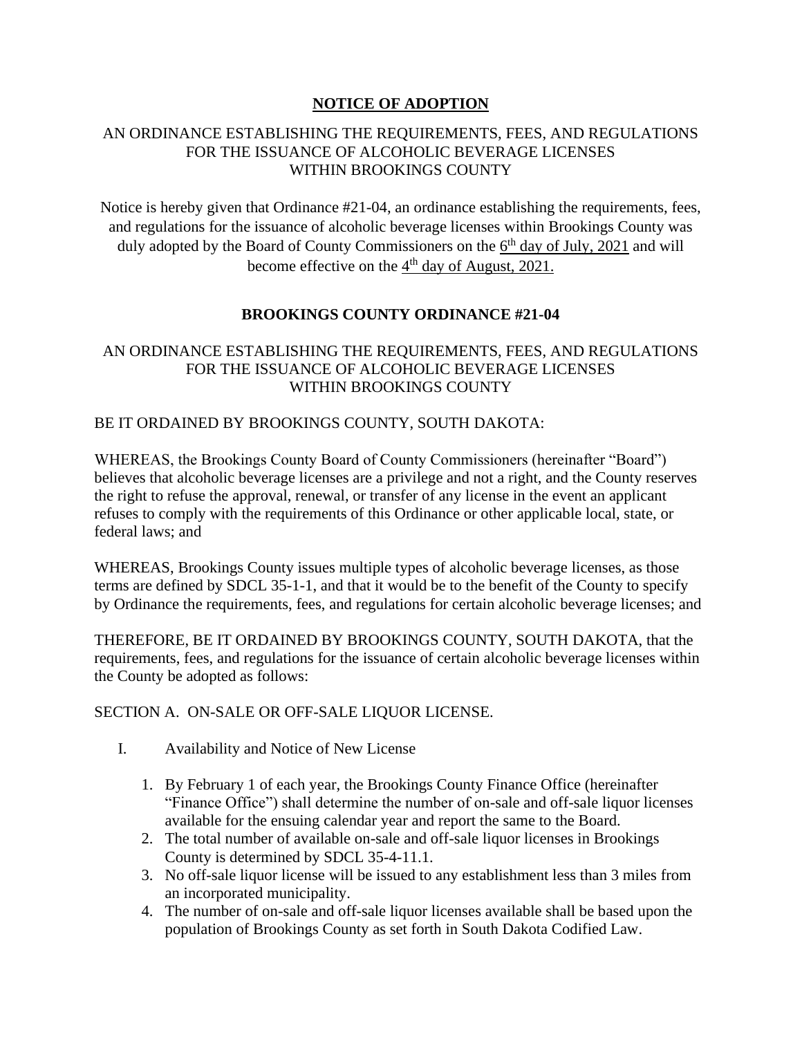## NOTICE OF ADOPTION

AN ORDINANCE ESTABLISHING THE REQUIREMENTS, FEES, AND REGULATIONS FOR THE ISSUANCE OF ALCOHOLIC BEVERAGE LICENSES WITHIN BROOKINGS COUNTY

Notice is hereby given that Ordinance #21-04, an ordinance establishing the requirements, fees, and regulations for the issuance of alcoholic beverage licenses within Brookings County was duly adopted by the Board of County Commissioners on the 6th day of July, 2021 and will become effective on the 4th day of August, 2021.

## BROOKINGS COUNTY ORDINANCE #21-04

AN ORDINANCE ESTABLISHING THE REQUIREMENTS, FEES, AND REGULATIONS FOR THE ISSUANCE OF ALCOHOLIC BEVERAGE LICENSES WITHIN BROOKINGS COUNTY

BE IT ORDAINED BY BROOKINGS COUNTY, SOUTH DAKOTA:

WHEREAS, the Brookings County Board of County Commissioners (hereinafter "Board") believes that alcoholic beverage licenses are a privilege and not a right, and the County reserves the right to refuse the approval, renewal, or transfer of any license in the event an applicant refuses to comply with the requirements of this Ordinance or other applicable local, state, or federal laws; and

WHEREAS, Brookings County issues multiple types of alcoholic beverage licenses, as those terms are defined by SDCL 35-1-1, and that it would be to the benefit of the County to specify by Ordinance the requirements, fees, and regulations for certain alcoholic beverage licenses; and

THEREFORE, BE IT ORDAINED BY BROOKINGS COUNTY, SOUTH DAKOTA, that the requirements, fees, and regulations for the issuance of certain alcoholic beverage licenses within the County be adopted as follows:

SECTION A. ON-SALE OR OFF-SALE LIQUOR LICENSE.

I. Availability and Notice of New License

1. By February 1 of each year, the Brookings County Finance Office (hereinafter "Finance Office") shall determine the number of on-sale and off-sale liquor licenses available for the ensuing calendar year and report the same to the Board.
2. The total number of available on-sale and off-sale liquor licenses in Brookings County is determined by SDCL 35-4-11.1.
3. No off-sale liquor license will be issued to any establishment less than 3 miles from an incorporated municipality.
4. The number of on-sale and off-sale liquor licenses available shall be based upon the population of Brookings County as set forth in South Dakota Codified Law.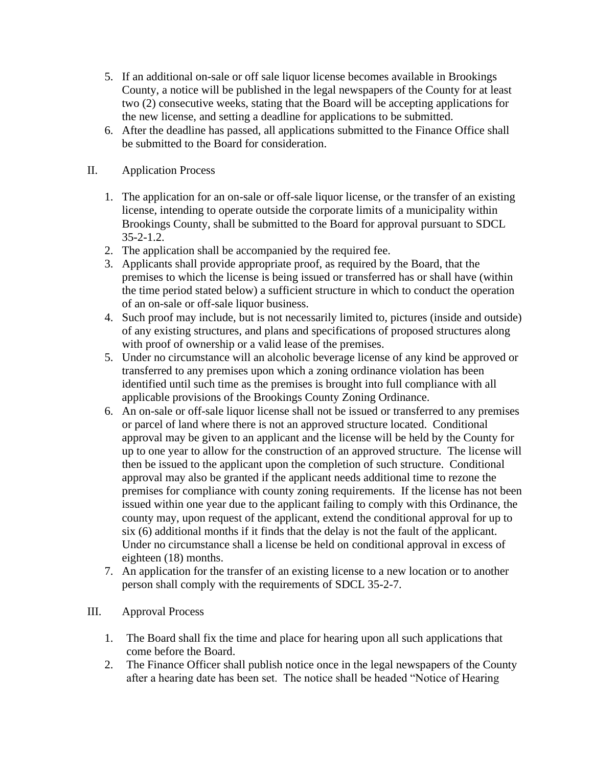5. If an additional on-sale or off sale liquor license becomes available in Brookings County, a notice will be published in the legal newspapers of the County for at least two (2) consecutive weeks, stating that the Board will be accepting applications for the new license, and setting a deadline for applications to be submitted.
6. After the deadline has passed, all applications submitted to the Finance Office shall be submitted to the Board for consideration.

## II. Application Process

1. The application for an on-sale or off-sale liquor license, or the transfer of an existing license, intending to operate outside the corporate limits of a municipality within Brookings County, shall be submitted to the Board for approval pursuant to SDCL 35-2-1.2.
2. The application shall be accompanied by the required fee.
3. Applicants shall provide appropriate proof, as required by the Board, that the premises to which the license is being issued or transferred has or shall have (within the time period stated below) a sufficient structure in which to conduct the operation of an on-sale or off-sale liquor business.
4. Such proof may include, but is not necessarily limited to, pictures (inside and outside) of any existing structures, and plans and specifications of proposed structures along with proof of ownership or a valid lease of the premises.
5. Under no circumstance will an alcoholic beverage license of any kind be approved or transferred to any premises upon which a zoning ordinance violation has been identified until such time as the premises is brought into full compliance with all applicable provisions of the Brookings County Zoning Ordinance.
6. An on-sale or off-sale liquor license shall not be issued or transferred to any premises or parcel of land where there is not an approved structure located. Conditional approval may be given to an applicant and the license will be held by the County for up to one year to allow for the construction of an approved structure. The license will then be issued to the applicant upon the completion of such structure. Conditional approval may also be granted if the applicant needs additional time to rezone the premises for compliance with county zoning requirements. If the license has not been issued within one year due to the applicant failing to comply with this Ordinance, the county may, upon request of the applicant, extend the conditional approval for up to six (6) additional months if it finds that the delay is not the fault of the applicant. Under no circumstance shall a license be held on conditional approval in excess of eighteen (18) months.
7. An application for the transfer of an existing license to a new location or to another person shall comply with the requirements of SDCL 35-2-7.

## III. Approval Process

1. The Board shall fix the time and place for hearing upon all such applications that come before the Board.
2. The Finance Officer shall publish notice once in the legal newspapers of the County after a hearing date has been set. The notice shall be headed "Notice of Hearing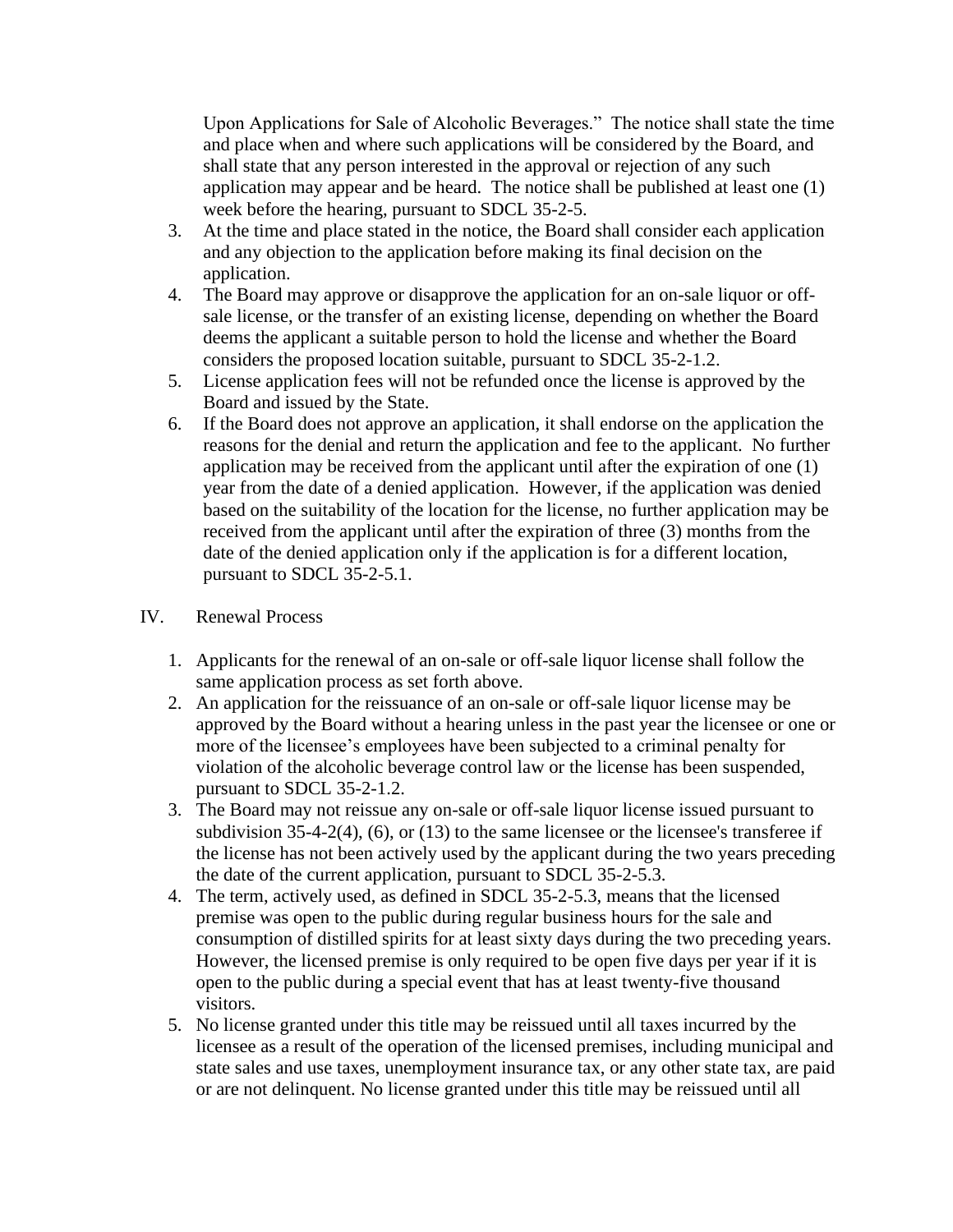Upon Applications for Sale of Alcoholic Beverages." The notice shall state the time and place when and where such applications will be considered by the Board, and shall state that any person interested in the approval or rejection of any such application may appear and be heard. The notice shall be published at least one (1) week before the hearing, pursuant to SDCL 35-2-5.

3. At the time and place stated in the notice, the Board shall consider each application and any objection to the application before making its final decision on the application.
4. The Board may approve or disapprove the application for an on-sale liquor or off-sale license, or the transfer of an existing license, depending on whether the Board deems the applicant a suitable person to hold the license and whether the Board considers the proposed location suitable, pursuant to SDCL 35-2-1.2.
5. License application fees will not be refunded once the license is approved by the Board and issued by the State.
6. If the Board does not approve an application, it shall endorse on the application the reasons for the denial and return the application and fee to the applicant. No further application may be received from the applicant until after the expiration of one (1) year from the date of a denied application. However, if the application was denied based on the suitability of the location for the license, no further application may be received from the applicant until after the expiration of three (3) months from the date of the denied application only if the application is for a different location, pursuant to SDCL 35-2-5.1.

## IV. Renewal Process

1. Applicants for the renewal of an on-sale or off-sale liquor license shall follow the same application process as set forth above.
2. An application for the reissuance of an on-sale or off-sale liquor license may be approved by the Board without a hearing unless in the past year the licensee or one or more of the licensee's employees have been subjected to a criminal penalty for violation of the alcoholic beverage control law or the license has been suspended, pursuant to SDCL 35-2-1.2.
3. The Board may not reissue any on-sale or off-sale liquor license issued pursuant to subdivision 35-4-2(4), (6), or (13) to the same licensee or the licensee's transferee if the license has not been actively used by the applicant during the two years preceding the date of the current application, pursuant to SDCL 35-2-5.3.
4. The term, actively used, as defined in SDCL 35-2-5.3, means that the licensed premise was open to the public during regular business hours for the sale and consumption of distilled spirits for at least sixty days during the two preceding years. However, the licensed premise is only required to be open five days per year if it is open to the public during a special event that has at least twenty-five thousand visitors.
5. No license granted under this title may be reissued until all taxes incurred by the licensee as a result of the operation of the licensed premises, including municipal and state sales and use taxes, unemployment insurance tax, or any other state tax, are paid or are not delinquent. No license granted under this title may be reissued until all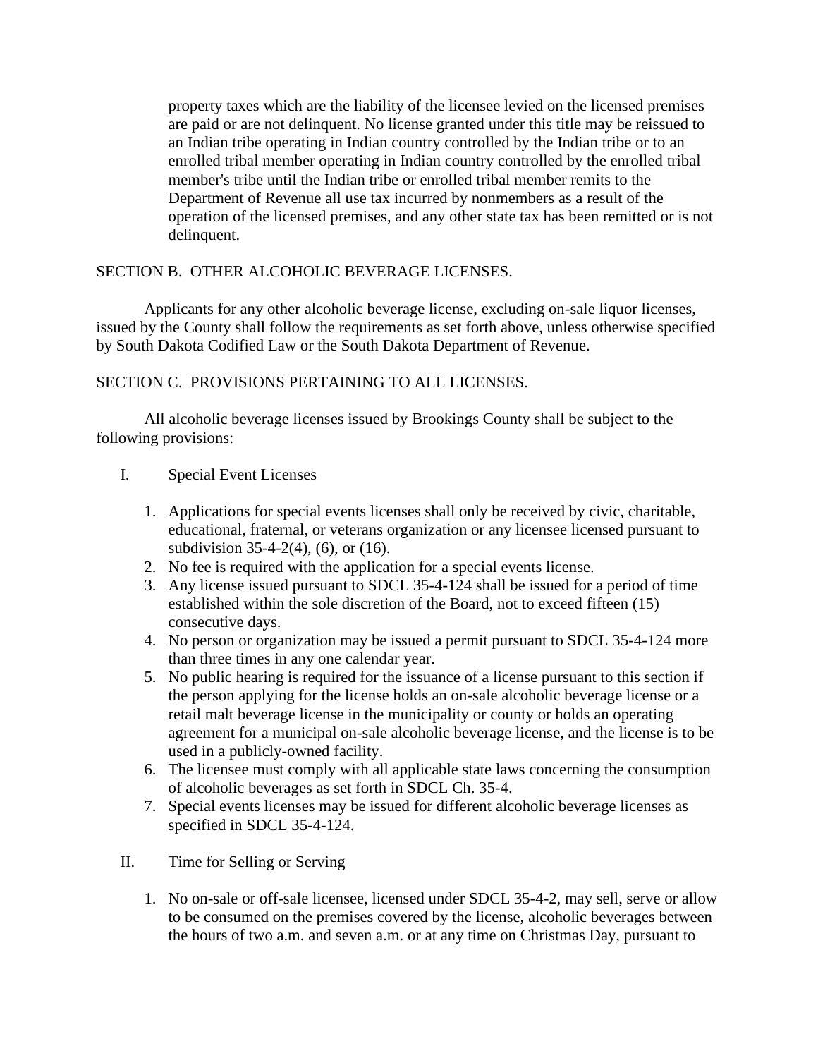property taxes which are the liability of the licensee levied on the licensed premises are paid or are not delinquent. No license granted under this title may be reissued to an Indian tribe operating in Indian country controlled by the Indian tribe or to an enrolled tribal member operating in Indian country controlled by the enrolled tribal member's tribe until the Indian tribe or enrolled tribal member remits to the Department of Revenue all use tax incurred by nonmembers as a result of the operation of the licensed premises, and any other state tax has been remitted or is not delinquent.

SECTION B. OTHER ALCOHOLIC BEVERAGE LICENSES.

Applicants for any other alcoholic beverage license, excluding on-sale liquor licenses, issued by the County shall follow the requirements as set forth above, unless otherwise specified by South Dakota Codified Law or the South Dakota Department of Revenue.

SECTION C. PROVISIONS PERTAINING TO ALL LICENSES.

All alcoholic beverage licenses issued by Brookings County shall be subject to the following provisions:

I. Special Event Licenses

1. Applications for special events licenses shall only be received by civic, charitable, educational, fraternal, or veterans organization or any licensee licensed pursuant to subdivision 35-4-2(4), (6), or (16).
2. No fee is required with the application for a special events license.
3. Any license issued pursuant to SDCL 35-4-124 shall be issued for a period of time established within the sole discretion of the Board, not to exceed fifteen (15) consecutive days.
4. No person or organization may be issued a permit pursuant to SDCL 35-4-124 more than three times in any one calendar year.
5. No public hearing is required for the issuance of a license pursuant to this section if the person applying for the license holds an on-sale alcoholic beverage license or a retail malt beverage license in the municipality or county or holds an operating agreement for a municipal on-sale alcoholic beverage license, and the license is to be used in a publicly-owned facility.
6. The licensee must comply with all applicable state laws concerning the consumption of alcoholic beverages as set forth in SDCL Ch. 35-4.
7. Special events licenses may be issued for different alcoholic beverage licenses as specified in SDCL 35-4-124.

II. Time for Selling or Serving

1. No on-sale or off-sale licensee, licensed under SDCL 35-4-2, may sell, serve or allow to be consumed on the premises covered by the license, alcoholic beverages between the hours of two a.m. and seven a.m. or at any time on Christmas Day, pursuant to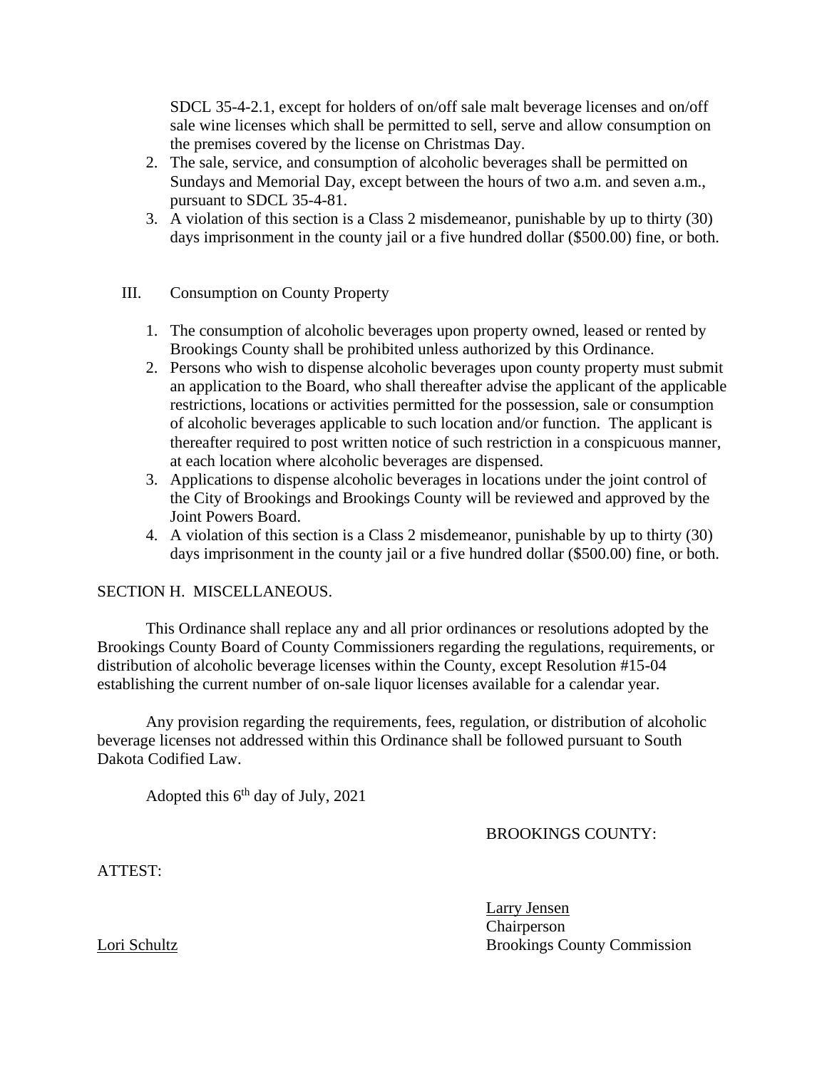SDCL 35-4-2.1, except for holders of on/off sale malt beverage licenses and on/off sale wine licenses which shall be permitted to sell, serve and allow consumption on the premises covered by the license on Christmas Day.

2. The sale, service, and consumption of alcoholic beverages shall be permitted on Sundays and Memorial Day, except between the hours of two a.m. and seven a.m., pursuant to SDCL 35-4-81.
3. A violation of this section is a Class 2 misdemeanor, punishable by up to thirty (30) days imprisonment in the county jail or a five hundred dollar ($500.00) fine, or both.

III. Consumption on County Property

1. The consumption of alcoholic beverages upon property owned, leased or rented by Brookings County shall be prohibited unless authorized by this Ordinance.
2. Persons who wish to dispense alcoholic beverages upon county property must submit an application to the Board, who shall thereafter advise the applicant of the applicable restrictions, locations or activities permitted for the possession, sale or consumption of alcoholic beverages applicable to such location and/or function. The applicant is thereafter required to post written notice of such restriction in a conspicuous manner, at each location where alcoholic beverages are dispensed.
3. Applications to dispense alcoholic beverages in locations under the joint control of the City of Brookings and Brookings County will be reviewed and approved by the Joint Powers Board.
4. A violation of this section is a Class 2 misdemeanor, punishable by up to thirty (30) days imprisonment in the county jail or a five hundred dollar ($500.00) fine, or both.

SECTION H. MISCELLANEOUS.

This Ordinance shall replace any and all prior ordinances or resolutions adopted by the Brookings County Board of County Commissioners regarding the regulations, requirements, or distribution of alcoholic beverage licenses within the County, except Resolution #15-04 establishing the current number of on-sale liquor licenses available for a calendar year.

Any provision regarding the requirements, fees, regulation, or distribution of alcoholic beverage licenses not addressed within this Ordinance shall be followed pursuant to South Dakota Codified Law.

Adopted this 6th day of July, 2021

BROOKINGS COUNTY:

ATTEST:

Larry Jensen
Chairperson
Brookings County Commission

Lori Schultz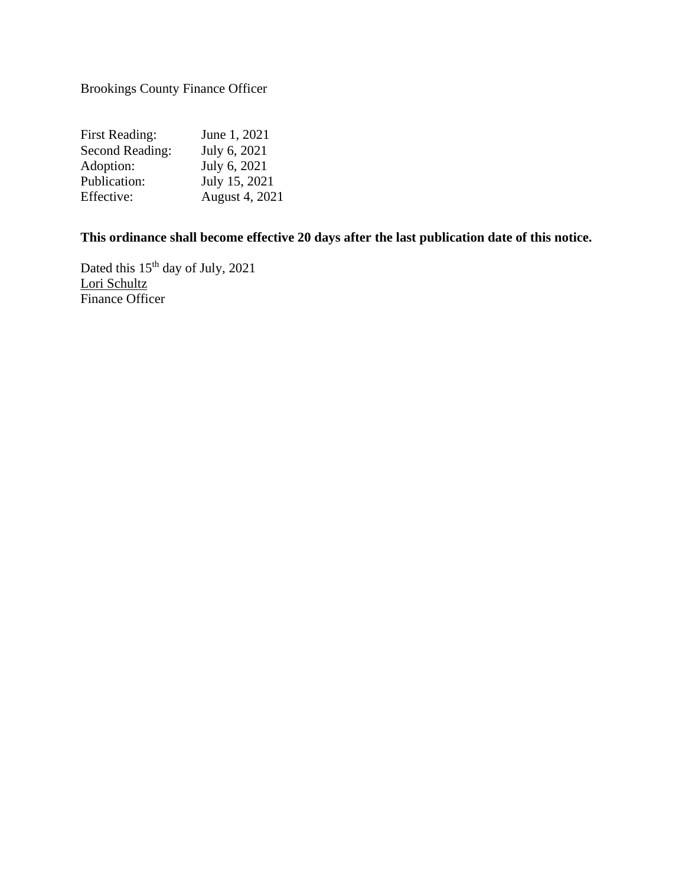Brookings County Finance Officer

| | |
|---|---|
| First Reading: | June 1, 2021 |
| Second Reading: | July 6, 2021 |
| Adoption: | July 6, 2021 |
| Publication: | July 15, 2021 |
| Effective: | August 4, 2021 |

**This ordinance shall become effective 20 days after the last publication date of this notice.**

Dated this 15th day of July, 2021
Lori Schultz
Finance Officer